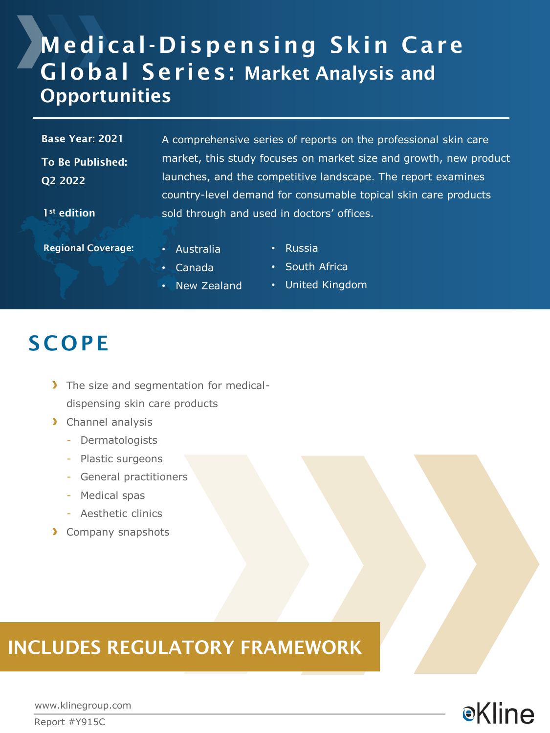# Medical-Dispensing Skin Care Global Series: Market Analysis and Opportunities

**Base Year: 2021**

**To Be Published: Q2 2022**

**1st edition**

A comprehensive series of reports on the professional skin care market, this study focuses on market size and growth, new product launches, and the competitive landscape. The report examines country-level demand for consumable topical skin care products sold through and used in doctors' offices.

**Regional Coverage:**

- Australia
- Canada
- New Zealand
- Russia
- South Africa
- United Kingdom

## SCOPE

- The size and segmentation for medical-dispensing skin care products
- Channel analysis
  - Dermatologists
  - Plastic surgeons
  - General practitioners
  - Medical spas
  - Aesthetic clinics
- Company snapshots

**INCLUDES REGULATORY FRAMEWORK**

www.klinegroup.com

Report #Y915C

Kline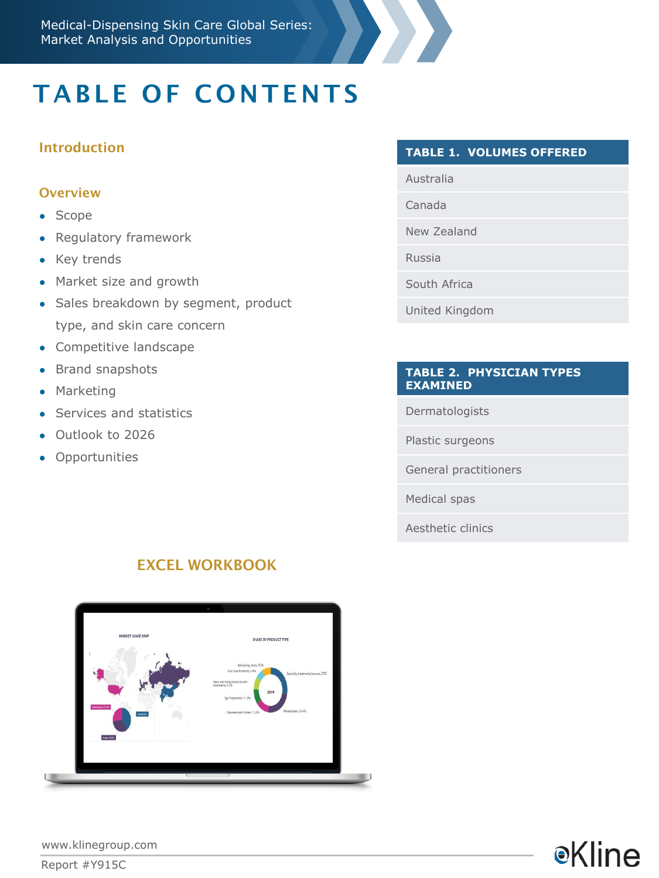# TABLE OF CONTENTS

## Introduction

## Overview

- Scope
- Regulatory framework
- Key trends
- Market size and growth
- Sales breakdown by segment, product type, and skin care concern
- Competitive landscape
- Brand snapshots
- Marketing
- Services and statistics
- Outlook to 2026
- Opportunities

| TABLE 1. VOLUMES OFFERED |
|---|
| Australia |
| Canada |
| New Zealand |
| Russia |
| South Africa |
| United Kingdom |

| TABLE 2. PHYSICIAN TYPES EXAMINED |
|---|
| Dermatologists |
| Plastic surgeons |
| General practitioners |
| Medical spas |
| Aesthetic clinics |

## EXCEL WORKBOOK

www.klinegroup.com

Report #Y915C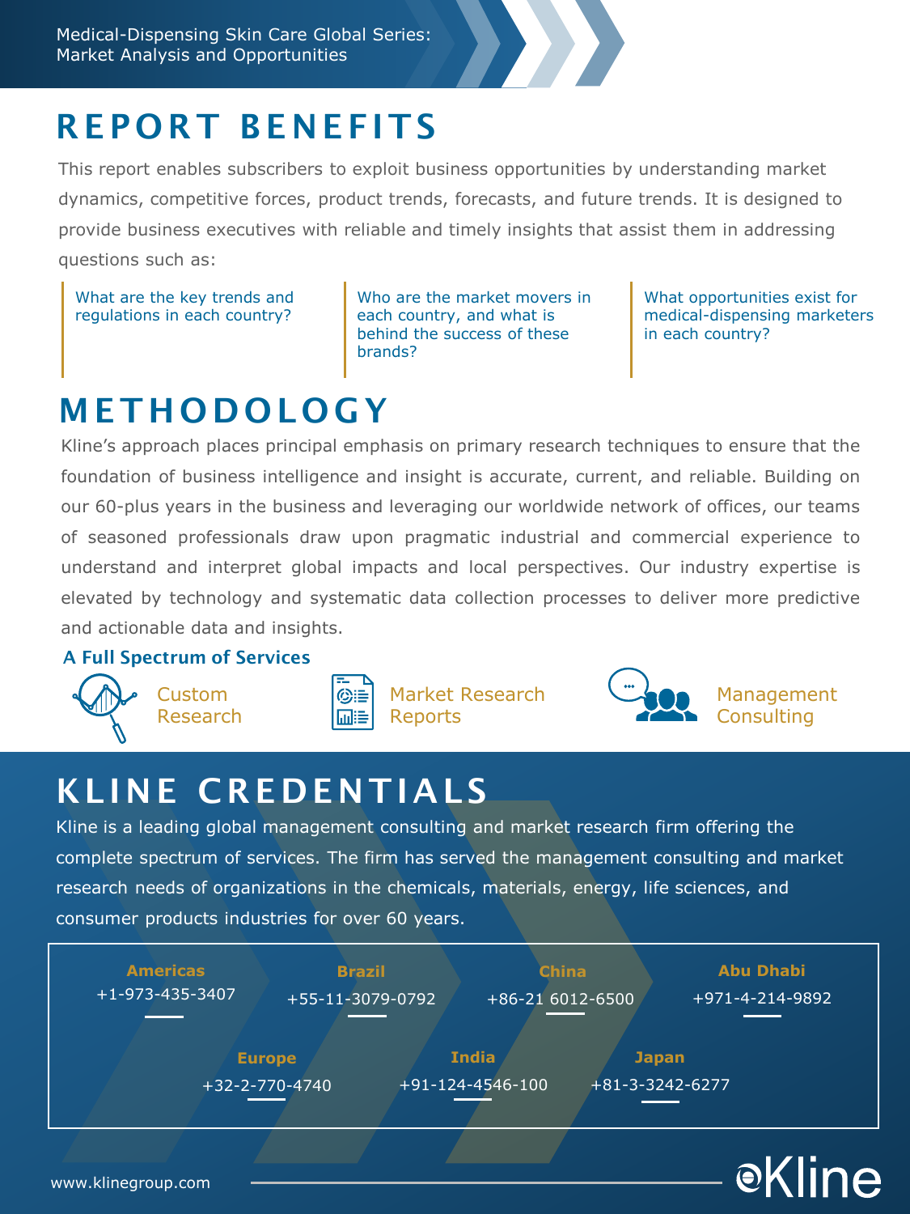Medical-Dispensing Skin Care Global Series: Market Analysis and Opportunities

# REPORT BENEFITS

This report enables subscribers to exploit business opportunities by understanding market dynamics, competitive forces, product trends, forecasts, and future trends. It is designed to provide business executives with reliable and timely insights that assist them in addressing questions such as:

- What are the key trends and regulations in each country?
- Who are the market movers in each country, and what is behind the success of these brands?
- What opportunities exist for medical-dispensing marketers in each country?

# METHODOLOGY

Kline's approach places principal emphasis on primary research techniques to ensure that the foundation of business intelligence and insight is accurate, current, and reliable. Building on our 60-plus years in the business and leveraging our worldwide network of offices, our teams of seasoned professionals draw upon pragmatic industrial and commercial experience to understand and interpret global impacts and local perspectives. Our industry expertise is elevated by technology and systematic data collection processes to deliver more predictive and actionable data and insights.

### A Full Spectrum of Services

- Custom Research
- Market Research Reports
- Management Consulting

# KLINE CREDENTIALS

Kline is a leading global management consulting and market research firm offering the complete spectrum of services. The firm has served the management consulting and market research needs of organizations in the chemicals, materials, energy, life sciences, and consumer products industries for over 60 years.

**Americas**
+1-973-435-3407

**Brazil**
+55-11-3079-0792

**China**
+86-21 6012-6500

**Abu Dhabi**
+971-4-214-9892

**Europe**
+32-2-770-4740

**India**
+91-124-4546-100

**Japan**
+81-3-3242-6277

www.klinegroup.com

Kline